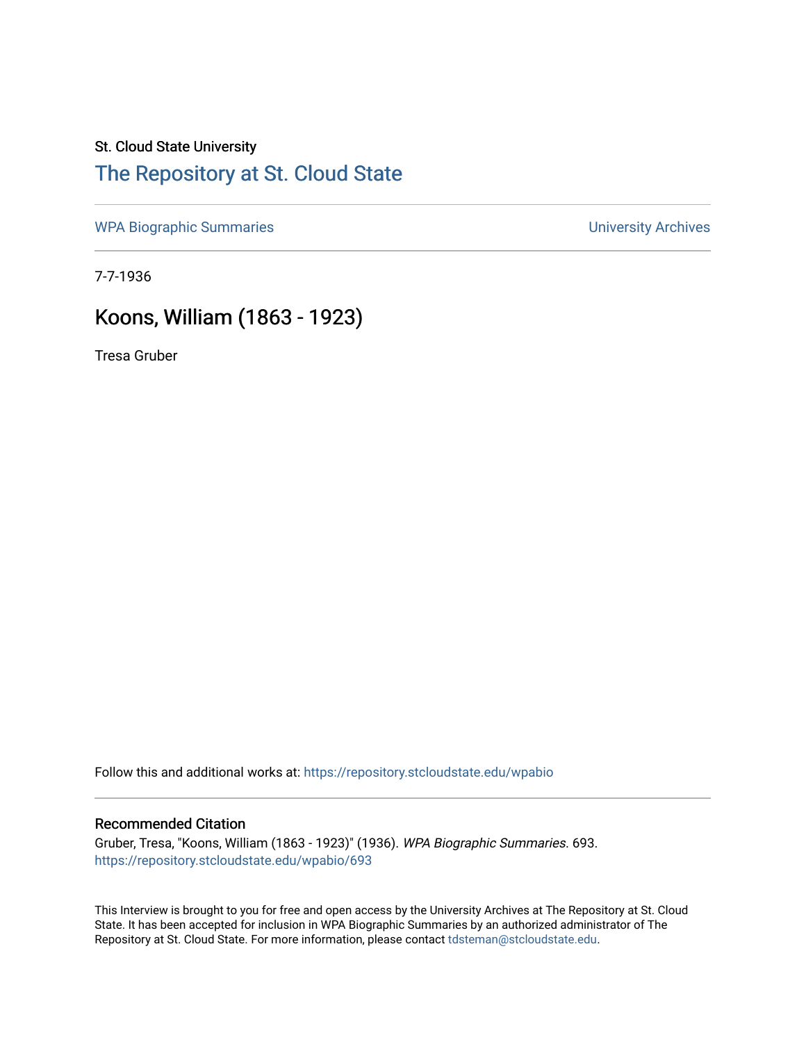St. Cloud State University

# The Repository at St. Cloud State

WPA Biographic Summaries

University Archives

7-7-1936

## Koons, William (1863 - 1923)

Tresa Gruber

Follow this and additional works at: https://repository.stcloudstate.edu/wpabio

### Recommended Citation

Gruber, Tresa, "Koons, William (1863 - 1923)" (1936). *WPA Biographic Summaries*. 693.
https://repository.stcloudstate.edu/wpabio/693

This Interview is brought to you for free and open access by the University Archives at The Repository at St. Cloud State. It has been accepted for inclusion in WPA Biographic Summaries by an authorized administrator of The Repository at St. Cloud State. For more information, please contact tdsteman@stcloudstate.edu.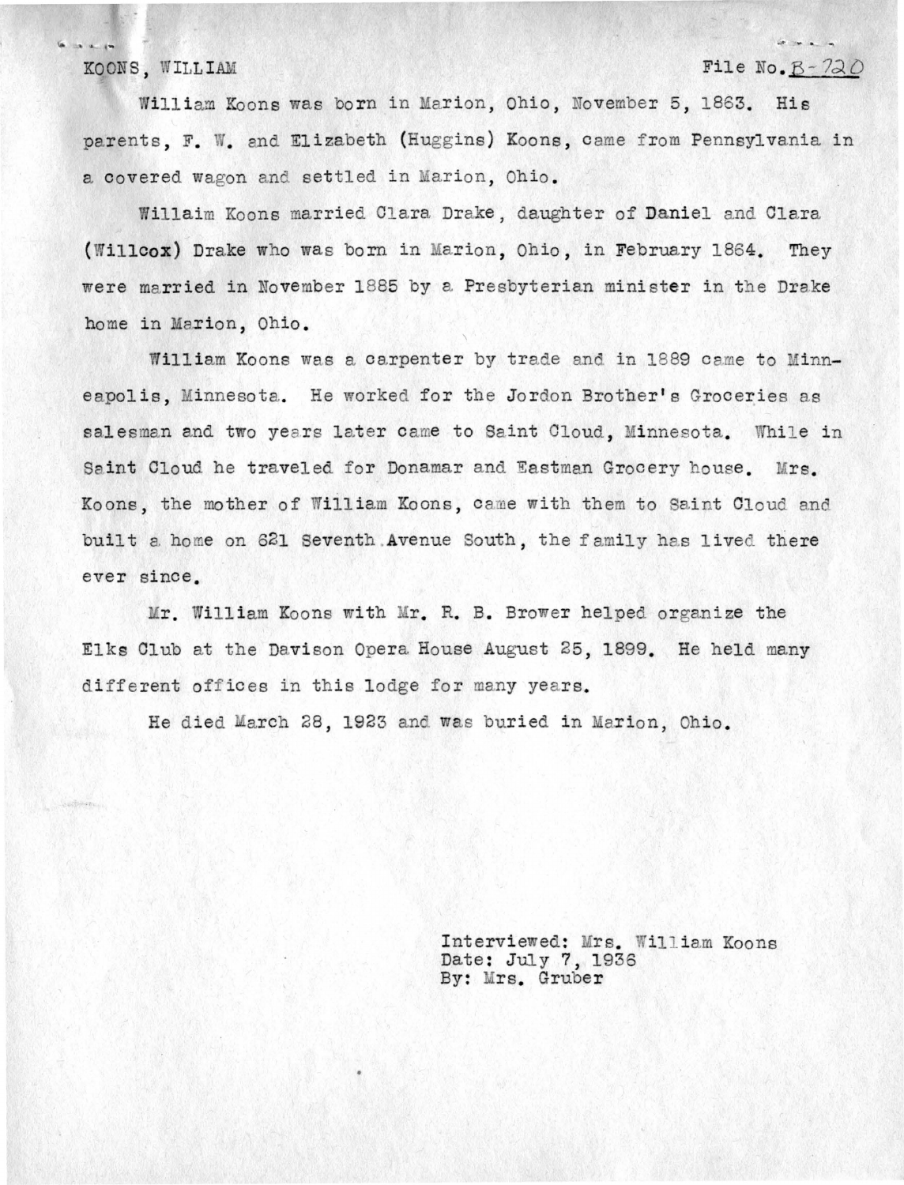KOONS, WILLIAM File No. B-720

William Koons was born in Marion, Ohio, November 5, 1863. His parents, F. W. and Elizabeth (Huggins) Koons, came from Pennsylvania in a covered wagon and settled in Marion, Ohio.

Willaim Koons married Clara Drake, daughter of Daniel and Clara (Willcox) Drake who was born in Marion, Ohio, in February 1864. They were married in November 1885 by a Presbyterian minister in the Drake home in Marion, Ohio.

William Koons was a carpenter by trade and in 1889 came to Minneapolis, Minnesota. He worked for the Jordon Brother's Groceries as salesman and two years later came to Saint Cloud, Minnesota. While in Saint Cloud he traveled for Donamar and Eastman Grocery house. Mrs. Koons, the mother of William Koons, came with them to Saint Cloud and built a home on 621 Seventh Avenue South, the family has lived there ever since.

Mr. William Koons with Mr. R. B. Brower helped organize the Elks Club at the Davison Opera House August 25, 1899. He held many different offices in this lodge for many years.

He died March 28, 1923 and was buried in Marion, Ohio.

Interviewed: Mrs. William Koons
Date: July 7, 1936
By: Mrs. Gruber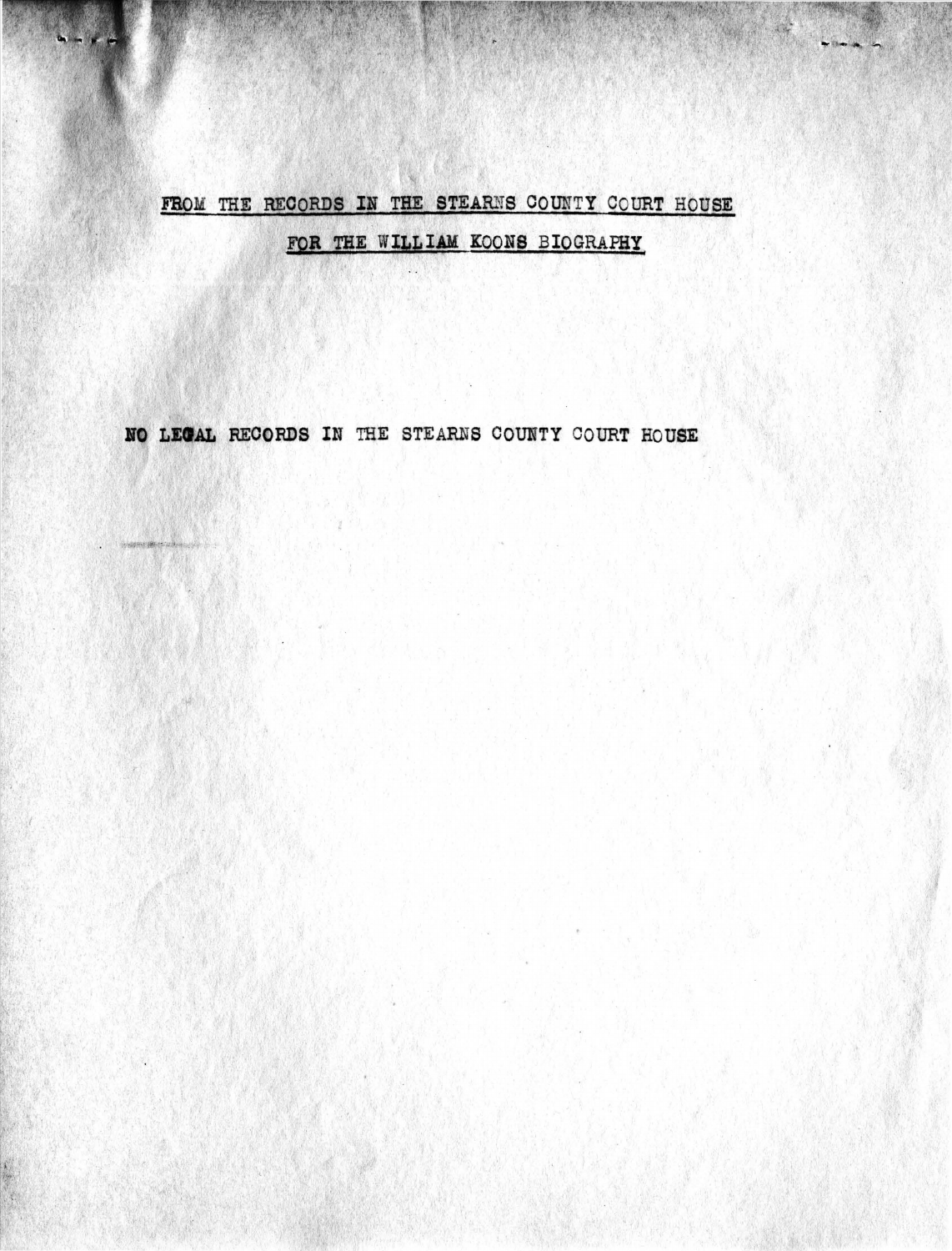## FROM THE RECORDS IN THE STEARNS COUNTY COURT HOUSE

## FOR THE WILLIAM KOONS BIOGRAPHY

NO LEGAL RECORDS IN THE STEARNS COUNTY COURT HOUSE